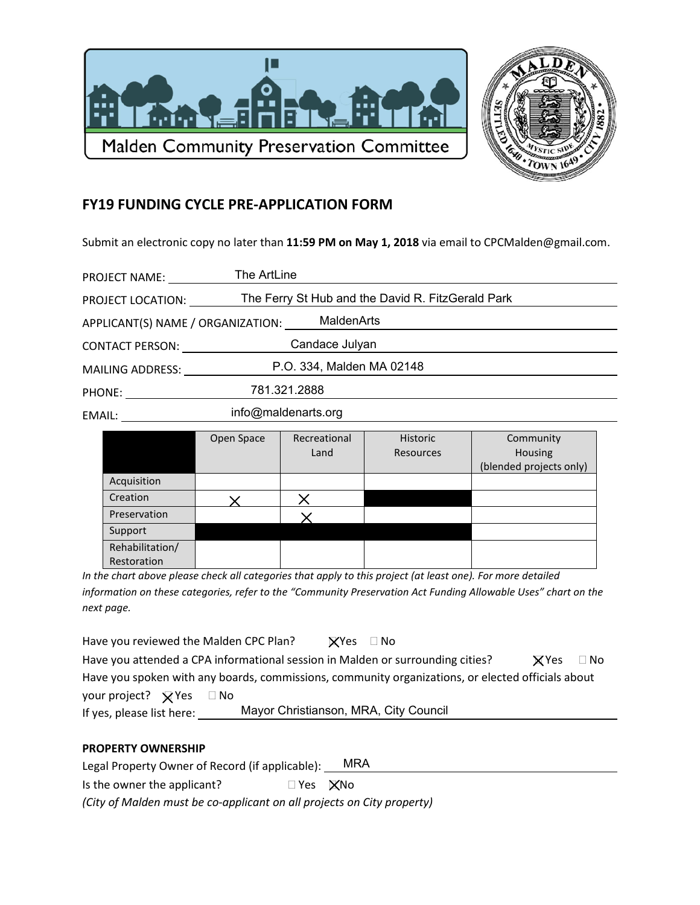Malden Community Preservation Committee

## FY19 FUNDING CYCLE PRE-APPLICATION FORM

Submit an electronic copy no later than **11:59 PM on May 1, 2018** via email to CPCMalden@gmail.com.

PROJECT NAME: The ArtLine

PROJECT LOCATION: The Ferry St Hub and the David R. FitzGerald Park

APPLICANT(S) NAME / ORGANIZATION: MaldenArts

CONTACT PERSON: Candace Julyan

MAILING ADDRESS: P.O. 334, Malden MA 02148

PHONE: 781.321.2888

EMAIL: info@maldenarts.org

| | Open Space | Recreational Land | Historic Resources | Community Housing (blended projects only) |
|---|---|---|---|---|
| Acquisition | | | | |
| Creation | X | X | | |
| Preservation | | X | | |
| Support | | | | |
| Rehabilitation/ Restoration | | | | |

*In the chart above please check all categories that apply to this project (at least one). For more detailed information on these categories, refer to the "Community Preservation Act Funding Allowable Uses" chart on the next page.*

Have you reviewed the Malden CPC Plan? ☒ Yes ☐ No

Have you attended a CPA informational session in Malden or surrounding cities? ☒ Yes ☐ No

Have you spoken with any boards, commissions, community organizations, or elected officials about your project? ☒ Yes ☐ No

If yes, please list here: Mayor Christianson, MRA, City Council

### PROPERTY OWNERSHIP

Legal Property Owner of Record (if applicable): MRA

Is the owner the applicant? ☐ Yes ☒ No

*(City of Malden must be co-applicant on all projects on City property)*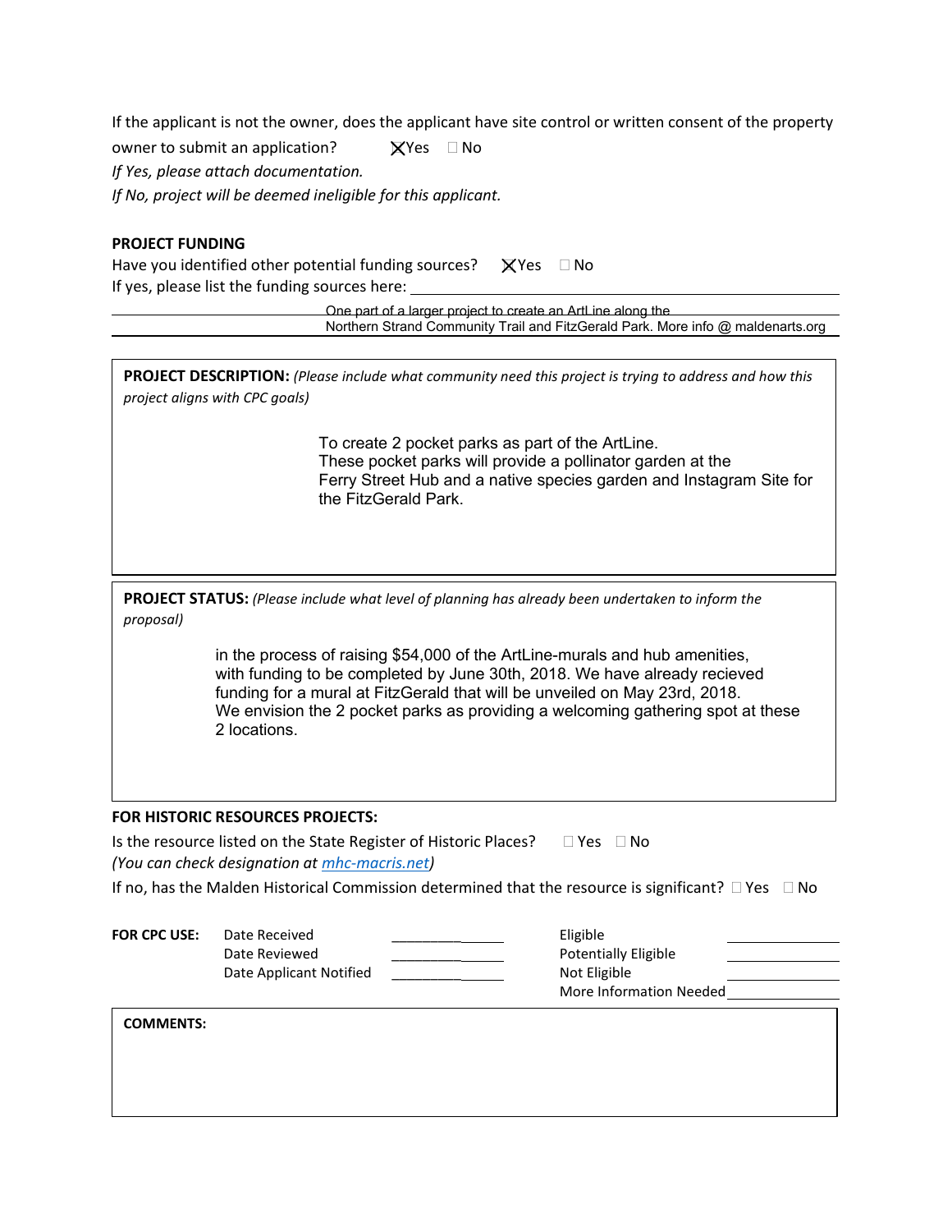If the applicant is not the owner, does the applicant have site control or written consent of the property owner to submit an application? ☒ Yes ☐ No

*If Yes, please attach documentation.*

*If No, project will be deemed ineligible for this applicant.*

**PROJECT FUNDING**

Have you identified other potential funding sources? ☒ Yes ☐ No

If yes, please list the funding sources here:

One part of a larger project to create an ArtLine along the Northern Strand Community Trail and FitzGerald Park. More info @ maldenarts.org

**PROJECT DESCRIPTION:** *(Please include what community need this project is trying to address and how this project aligns with CPC goals)*

To create 2 pocket parks as part of the ArtLine.
These pocket parks will provide a pollinator garden at the Ferry Street Hub and a native species garden and Instagram Site for the FitzGerald Park.

**PROJECT STATUS:** *(Please include what level of planning has already been undertaken to inform the proposal)*

in the process of raising $54,000 of the ArtLine-murals and hub amenities, with funding to be completed by June 30th, 2018. We have already recieved funding for a mural at FitzGerald that will be unveiled on May 23rd, 2018.
We envision the 2 pocket parks as providing a welcoming gathering spot at these 2 locations.

**FOR HISTORIC RESOURCES PROJECTS:**

Is the resource listed on the State Register of Historic Places? ☐ Yes ☐ No

*(You can check designation at mhc-macris.net)*

If no, has the Malden Historical Commission determined that the resource is significant? ☐ Yes ☐ No

| | | | | |
|---|---|---|---|---|
| **FOR CPC USE:** | Date Received | ________ | Eligible | ________ |
| | Date Reviewed | ________ | Potentially Eligible | ________ |
| | Date Applicant Notified | ________ | Not Eligible | ________ |
| | | | More Information Needed | ________ |

**COMMENTS:**